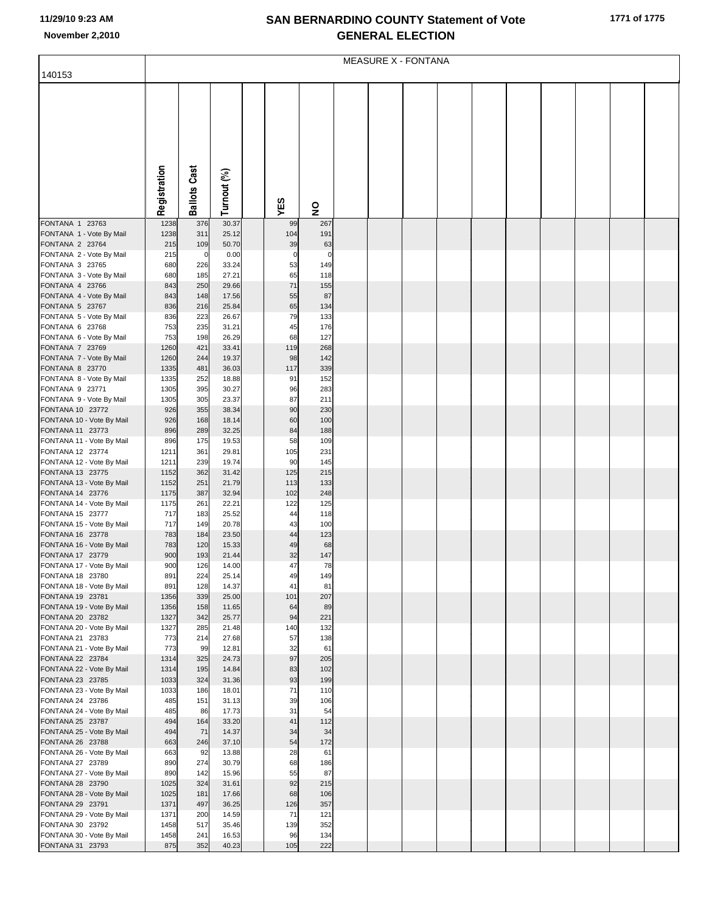# SAN BERNARDINO COUNTY Statement of Vote
## GENERAL ELECTION

11/29/10 9:23 AM
November 2,2010

140153

MEASURE X - FONTANA

| | Registration | Ballots Cast | Turnout (%) | YES | NO |
|---|---|---|---|---|---|
| FONTANA 1 23763 | 1238 | 376 | 30.37 | 99 | 267 |
| FONTANA 1 - Vote By Mail | 1238 | 311 | 25.12 | 104 | 191 |
| FONTANA 2 23764 | 215 | 109 | 50.70 | 39 | 63 |
| FONTANA 2 - Vote By Mail | 215 | 0 | 0.00 | 0 | 0 |
| FONTANA 3 23765 | 680 | 226 | 33.24 | 53 | 149 |
| FONTANA 3 - Vote By Mail | 680 | 185 | 27.21 | 65 | 118 |
| FONTANA 4 23766 | 843 | 250 | 29.66 | 71 | 155 |
| FONTANA 4 - Vote By Mail | 843 | 148 | 17.56 | 55 | 87 |
| FONTANA 5 23767 | 836 | 216 | 25.84 | 65 | 134 |
| FONTANA 5 - Vote By Mail | 836 | 223 | 26.67 | 79 | 133 |
| FONTANA 6 23768 | 753 | 235 | 31.21 | 45 | 176 |
| FONTANA 6 - Vote By Mail | 753 | 198 | 26.29 | 68 | 127 |
| FONTANA 7 23769 | 1260 | 421 | 33.41 | 119 | 268 |
| FONTANA 7 - Vote By Mail | 1260 | 244 | 19.37 | 98 | 142 |
| FONTANA 8 23770 | 1335 | 481 | 36.03 | 117 | 339 |
| FONTANA 8 - Vote By Mail | 1335 | 252 | 18.88 | 91 | 152 |
| FONTANA 9 23771 | 1305 | 395 | 30.27 | 96 | 283 |
| FONTANA 9 - Vote By Mail | 1305 | 305 | 23.37 | 87 | 211 |
| FONTANA 10 23772 | 926 | 355 | 38.34 | 90 | 230 |
| FONTANA 10 - Vote By Mail | 926 | 168 | 18.14 | 60 | 100 |
| FONTANA 11 23773 | 896 | 289 | 32.25 | 84 | 188 |
| FONTANA 11 - Vote By Mail | 896 | 175 | 19.53 | 58 | 109 |
| FONTANA 12 23774 | 1211 | 361 | 29.81 | 105 | 231 |
| FONTANA 12 - Vote By Mail | 1211 | 239 | 19.74 | 90 | 145 |
| FONTANA 13 23775 | 1152 | 362 | 31.42 | 125 | 215 |
| FONTANA 13 - Vote By Mail | 1152 | 251 | 21.79 | 113 | 133 |
| FONTANA 14 23776 | 1175 | 387 | 32.94 | 102 | 248 |
| FONTANA 14 - Vote By Mail | 1175 | 261 | 22.21 | 122 | 125 |
| FONTANA 15 23777 | 717 | 183 | 25.52 | 44 | 118 |
| FONTANA 15 - Vote By Mail | 717 | 149 | 20.78 | 43 | 100 |
| FONTANA 16 23778 | 783 | 184 | 23.50 | 44 | 123 |
| FONTANA 16 - Vote By Mail | 783 | 120 | 15.33 | 49 | 68 |
| FONTANA 17 23779 | 900 | 193 | 21.44 | 32 | 147 |
| FONTANA 17 - Vote By Mail | 900 | 126 | 14.00 | 47 | 78 |
| FONTANA 18 23780 | 891 | 224 | 25.14 | 49 | 149 |
| FONTANA 18 - Vote By Mail | 891 | 128 | 14.37 | 41 | 81 |
| FONTANA 19 23781 | 1356 | 339 | 25.00 | 101 | 207 |
| FONTANA 19 - Vote By Mail | 1356 | 158 | 11.65 | 64 | 89 |
| FONTANA 20 23782 | 1327 | 342 | 25.77 | 94 | 221 |
| FONTANA 20 - Vote By Mail | 1327 | 285 | 21.48 | 140 | 132 |
| FONTANA 21 23783 | 773 | 214 | 27.68 | 57 | 138 |
| FONTANA 21 - Vote By Mail | 773 | 99 | 12.81 | 32 | 61 |
| FONTANA 22 23784 | 1314 | 325 | 24.73 | 97 | 205 |
| FONTANA 22 - Vote By Mail | 1314 | 195 | 14.84 | 83 | 102 |
| FONTANA 23 23785 | 1033 | 324 | 31.36 | 93 | 199 |
| FONTANA 23 - Vote By Mail | 1033 | 186 | 18.01 | 71 | 110 |
| FONTANA 24 23786 | 485 | 151 | 31.13 | 39 | 106 |
| FONTANA 24 - Vote By Mail | 485 | 86 | 17.73 | 31 | 54 |
| FONTANA 25 23787 | 494 | 164 | 33.20 | 41 | 112 |
| FONTANA 25 - Vote By Mail | 494 | 71 | 14.37 | 34 | 34 |
| FONTANA 26 23788 | 663 | 246 | 37.10 | 54 | 172 |
| FONTANA 26 - Vote By Mail | 663 | 92 | 13.88 | 28 | 61 |
| FONTANA 27 23789 | 890 | 274 | 30.79 | 68 | 186 |
| FONTANA 27 - Vote By Mail | 890 | 142 | 15.96 | 55 | 87 |
| FONTANA 28 23790 | 1025 | 324 | 31.61 | 92 | 215 |
| FONTANA 28 - Vote By Mail | 1025 | 181 | 17.66 | 68 | 106 |
| FONTANA 29 23791 | 1371 | 497 | 36.25 | 126 | 357 |
| FONTANA 29 - Vote By Mail | 1371 | 200 | 14.59 | 71 | 121 |
| FONTANA 30 23792 | 1458 | 517 | 35.46 | 139 | 352 |
| FONTANA 30 - Vote By Mail | 1458 | 241 | 16.53 | 96 | 134 |
| FONTANA 31 23793 | 875 | 352 | 40.23 | 105 | 222 |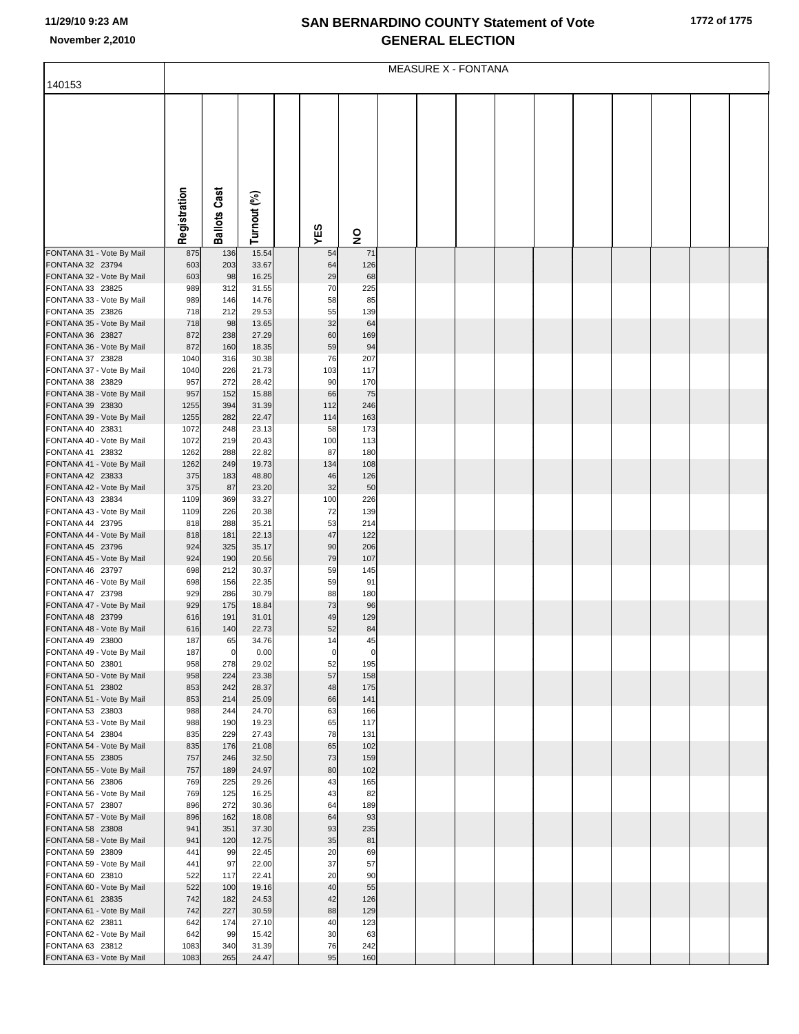# SAN BERNARDINO COUNTY Statement of Vote
# GENERAL ELECTION

November 2,2010

MEASURE X - FONTANA

140153

| | Registration | Ballots Cast | Turnout (%) | YES | NO |
|---|---|---|---|---|---|
| FONTANA 31 - Vote By Mail | 875 | 136 | 15.54 | 54 | 71 |
| FONTANA 32 23794 | 603 | 203 | 33.67 | 64 | 126 |
| FONTANA 32 - Vote By Mail | 603 | 98 | 16.25 | 29 | 68 |
| FONTANA 33 23825 | 989 | 312 | 31.55 | 70 | 225 |
| FONTANA 33 - Vote By Mail | 989 | 146 | 14.76 | 58 | 85 |
| FONTANA 35 23826 | 718 | 212 | 29.53 | 55 | 139 |
| FONTANA 35 - Vote By Mail | 718 | 98 | 13.65 | 32 | 64 |
| FONTANA 36 23827 | 872 | 238 | 27.29 | 60 | 169 |
| FONTANA 36 - Vote By Mail | 872 | 160 | 18.35 | 59 | 94 |
| FONTANA 37 23828 | 1040 | 316 | 30.38 | 76 | 207 |
| FONTANA 37 - Vote By Mail | 1040 | 226 | 21.73 | 103 | 117 |
| FONTANA 38 23829 | 957 | 272 | 28.42 | 90 | 170 |
| FONTANA 38 - Vote By Mail | 957 | 152 | 15.88 | 66 | 75 |
| FONTANA 39 23830 | 1255 | 394 | 31.39 | 112 | 246 |
| FONTANA 39 - Vote By Mail | 1255 | 282 | 22.47 | 114 | 163 |
| FONTANA 40 23831 | 1072 | 248 | 23.13 | 58 | 173 |
| FONTANA 40 - Vote By Mail | 1072 | 219 | 20.43 | 100 | 113 |
| FONTANA 41 23832 | 1262 | 288 | 22.82 | 87 | 180 |
| FONTANA 41 - Vote By Mail | 1262 | 249 | 19.73 | 134 | 108 |
| FONTANA 42 23833 | 375 | 183 | 48.80 | 46 | 126 |
| FONTANA 42 - Vote By Mail | 375 | 87 | 23.20 | 32 | 50 |
| FONTANA 43 23834 | 1109 | 369 | 33.27 | 100 | 226 |
| FONTANA 43 - Vote By Mail | 1109 | 226 | 20.38 | 72 | 139 |
| FONTANA 44 23795 | 818 | 288 | 35.21 | 53 | 214 |
| FONTANA 44 - Vote By Mail | 818 | 181 | 22.13 | 47 | 122 |
| FONTANA 45 23796 | 924 | 325 | 35.17 | 90 | 206 |
| FONTANA 45 - Vote By Mail | 924 | 190 | 20.56 | 79 | 107 |
| FONTANA 46 23797 | 698 | 212 | 30.37 | 59 | 145 |
| FONTANA 46 - Vote By Mail | 698 | 156 | 22.35 | 59 | 91 |
| FONTANA 47 23798 | 929 | 286 | 30.79 | 88 | 180 |
| FONTANA 47 - Vote By Mail | 929 | 175 | 18.84 | 73 | 96 |
| FONTANA 48 23799 | 616 | 191 | 31.01 | 49 | 129 |
| FONTANA 48 - Vote By Mail | 616 | 140 | 22.73 | 52 | 84 |
| FONTANA 49 23800 | 187 | 65 | 34.76 | 14 | 45 |
| FONTANA 49 - Vote By Mail | 187 | 0 | 0.00 | 0 | 0 |
| FONTANA 50 23801 | 958 | 278 | 29.02 | 52 | 195 |
| FONTANA 50 - Vote By Mail | 958 | 224 | 23.38 | 57 | 158 |
| FONTANA 51 23802 | 853 | 242 | 28.37 | 48 | 175 |
| FONTANA 51 - Vote By Mail | 853 | 214 | 25.09 | 66 | 141 |
| FONTANA 53 23803 | 988 | 244 | 24.70 | 63 | 166 |
| FONTANA 53 - Vote By Mail | 988 | 190 | 19.23 | 65 | 117 |
| FONTANA 54 23804 | 835 | 229 | 27.43 | 78 | 131 |
| FONTANA 54 - Vote By Mail | 835 | 176 | 21.08 | 65 | 102 |
| FONTANA 55 23805 | 757 | 246 | 32.50 | 73 | 159 |
| FONTANA 55 - Vote By Mail | 757 | 189 | 24.97 | 80 | 102 |
| FONTANA 56 23806 | 769 | 225 | 29.26 | 43 | 165 |
| FONTANA 56 - Vote By Mail | 769 | 125 | 16.25 | 43 | 82 |
| FONTANA 57 23807 | 896 | 272 | 30.36 | 64 | 189 |
| FONTANA 57 - Vote By Mail | 896 | 162 | 18.08 | 64 | 93 |
| FONTANA 58 23808 | 941 | 351 | 37.30 | 93 | 235 |
| FONTANA 58 - Vote By Mail | 941 | 120 | 12.75 | 35 | 81 |
| FONTANA 59 23809 | 441 | 99 | 22.45 | 20 | 69 |
| FONTANA 59 - Vote By Mail | 441 | 97 | 22.00 | 37 | 57 |
| FONTANA 60 23810 | 522 | 117 | 22.41 | 20 | 90 |
| FONTANA 60 - Vote By Mail | 522 | 100 | 19.16 | 40 | 55 |
| FONTANA 61 23835 | 742 | 182 | 24.53 | 42 | 126 |
| FONTANA 61 - Vote By Mail | 742 | 227 | 30.59 | 88 | 129 |
| FONTANA 62 23811 | 642 | 174 | 27.10 | 40 | 123 |
| FONTANA 62 - Vote By Mail | 642 | 99 | 15.42 | 30 | 63 |
| FONTANA 63 23812 | 1083 | 340 | 31.39 | 76 | 242 |
| FONTANA 63 - Vote By Mail | 1083 | 265 | 24.47 | 95 | 160 |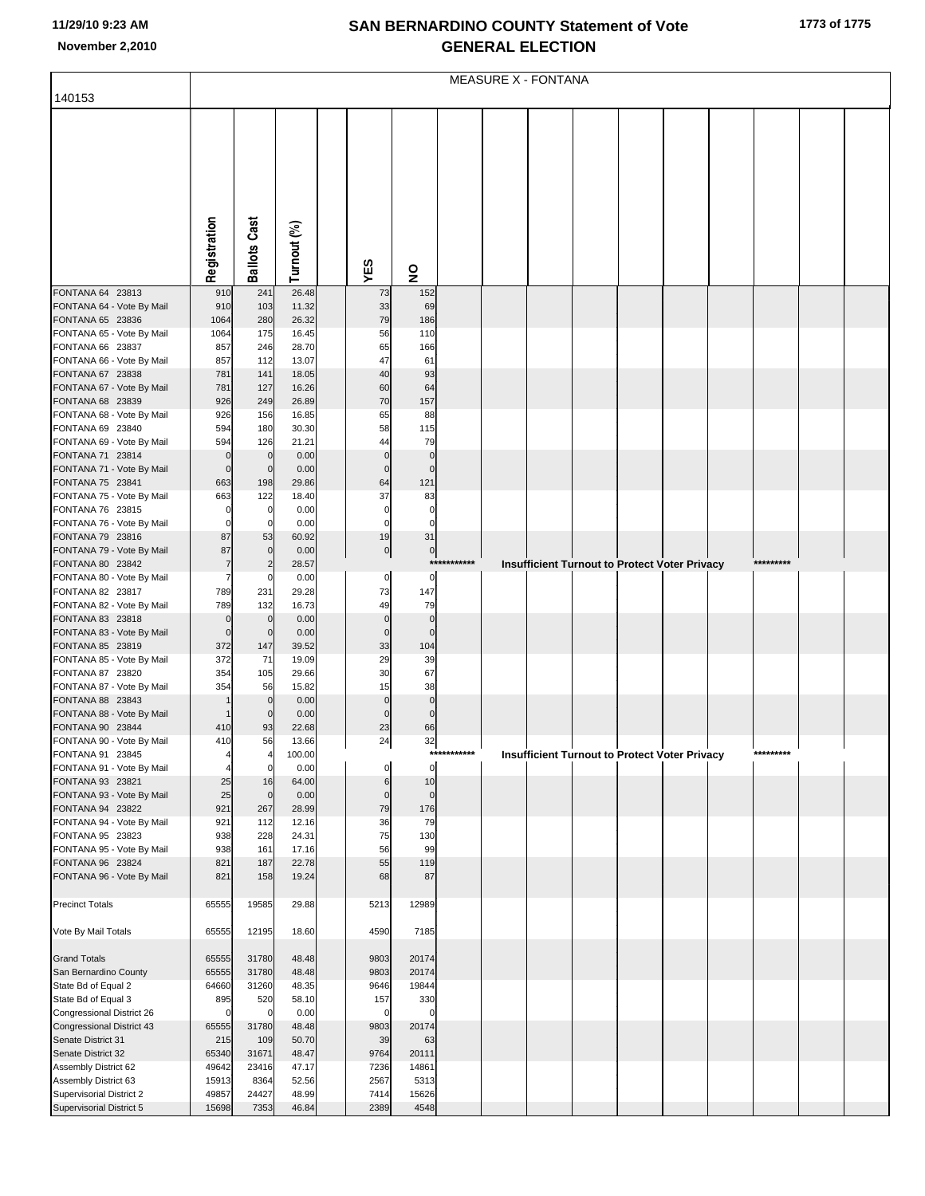# SAN BERNARDINO COUNTY Statement of Vote GENERAL ELECTION

November 2,2010

MEASURE X - FONTANA

140153

| | Registration | Ballots Cast | Turnout (%) | | YES | NO |
|---|---|---|---|---|---|---|
| FONTANA 64 23813 | 910 | 241 | 26.48 | | 73 | 152 |
| FONTANA 64 - Vote By Mail | 910 | 103 | 11.32 | | 33 | 69 |
| FONTANA 65 23836 | 1064 | 280 | 26.32 | | 79 | 186 |
| FONTANA 65 - Vote By Mail | 1064 | 175 | 16.45 | | 56 | 110 |
| FONTANA 66 23837 | 857 | 246 | 28.70 | | 65 | 166 |
| FONTANA 66 - Vote By Mail | 857 | 112 | 13.07 | | 47 | 61 |
| FONTANA 67 23838 | 781 | 141 | 18.05 | | 40 | 93 |
| FONTANA 67 - Vote By Mail | 781 | 127 | 16.26 | | 60 | 64 |
| FONTANA 68 23839 | 926 | 249 | 26.89 | | 70 | 157 |
| FONTANA 68 - Vote By Mail | 926 | 156 | 16.85 | | 65 | 88 |
| FONTANA 69 23840 | 594 | 180 | 30.30 | | 58 | 115 |
| FONTANA 69 - Vote By Mail | 594 | 126 | 21.21 | | 44 | 79 |
| FONTANA 71 23814 | 0 | 0 | 0.00 | | 0 | 0 |
| FONTANA 71 - Vote By Mail | 0 | 0 | 0.00 | | 0 | 0 |
| FONTANA 75 23841 | 663 | 198 | 29.86 | | 64 | 121 |
| FONTANA 75 - Vote By Mail | 663 | 122 | 18.40 | | 37 | 83 |
| FONTANA 76 23815 | 0 | 0 | 0.00 | | 0 | 0 |
| FONTANA 76 - Vote By Mail | 0 | 0 | 0.00 | | 0 | 0 |
| FONTANA 79 23816 | 87 | 53 | 60.92 | | 19 | 31 |
| FONTANA 79 - Vote By Mail | 87 | 0 | 0.00 | | 0 | 0 |
| FONTANA 80 23842 | 7 | 2 | 28.57 | | | *********** Insufficient Turnout to Protect Voter Privacy ********* |
| FONTANA 80 - Vote By Mail | 7 | 0 | 0.00 | | 0 | 0 |
| FONTANA 82 23817 | 789 | 231 | 29.28 | | 73 | 147 |
| FONTANA 82 - Vote By Mail | 789 | 132 | 16.73 | | 49 | 79 |
| FONTANA 83 23818 | 0 | 0 | 0.00 | | 0 | 0 |
| FONTANA 83 - Vote By Mail | 0 | 0 | 0.00 | | 0 | 0 |
| FONTANA 85 23819 | 372 | 147 | 39.52 | | 33 | 104 |
| FONTANA 85 - Vote By Mail | 372 | 71 | 19.09 | | 29 | 39 |
| FONTANA 87 23820 | 354 | 105 | 29.66 | | 30 | 67 |
| FONTANA 87 - Vote By Mail | 354 | 56 | 15.82 | | 15 | 38 |
| FONTANA 88 23843 | 1 | 0 | 0.00 | | 0 | 0 |
| FONTANA 88 - Vote By Mail | 1 | 0 | 0.00 | | 0 | 0 |
| FONTANA 90 23844 | 410 | 93 | 22.68 | | 23 | 66 |
| FONTANA 90 - Vote By Mail | 410 | 56 | 13.66 | | 24 | 32 |
| FONTANA 91 23845 | 4 | 4 | 100.00 | | | *********** Insufficient Turnout to Protect Voter Privacy ********* |
| FONTANA 91 - Vote By Mail | 4 | 0 | 0.00 | | 0 | 0 |
| FONTANA 93 23821 | 25 | 16 | 64.00 | | 6 | 10 |
| FONTANA 93 - Vote By Mail | 25 | 0 | 0.00 | | 0 | 0 |
| FONTANA 94 23822 | 921 | 267 | 28.99 | | 79 | 176 |
| FONTANA 94 - Vote By Mail | 921 | 112 | 12.16 | | 36 | 79 |
| FONTANA 95 23823 | 938 | 228 | 24.31 | | 75 | 130 |
| FONTANA 95 - Vote By Mail | 938 | 161 | 17.16 | | 56 | 99 |
| FONTANA 96 23824 | 821 | 187 | 22.78 | | 55 | 119 |
| FONTANA 96 - Vote By Mail | 821 | 158 | 19.24 | | 68 | 87 |
| Precinct Totals | 65555 | 19585 | 29.88 | | 5213 | 12989 |
| Vote By Mail Totals | 65555 | 12195 | 18.60 | | 4590 | 7185 |
| Grand Totals | 65555 | 31780 | 48.48 | | 9803 | 20174 |
| San Bernardino County | 65555 | 31780 | 48.48 | | 9803 | 20174 |
| State Bd of Equal 2 | 64660 | 31260 | 48.35 | | 9646 | 19844 |
| State Bd of Equal 3 | 895 | 520 | 58.10 | | 157 | 330 |
| Congressional District 26 | 0 | 0 | 0.00 | | 0 | 0 |
| Congressional District 43 | 65555 | 31780 | 48.48 | | 9803 | 20174 |
| Senate District 31 | 215 | 109 | 50.70 | | 39 | 63 |
| Senate District 32 | 65340 | 31671 | 48.47 | | 9764 | 20111 |
| Assembly District 62 | 49642 | 23416 | 47.17 | | 7236 | 14861 |
| Assembly District 63 | 15913 | 8364 | 52.56 | | 2567 | 5313 |
| Supervisorial District 2 | 49857 | 24427 | 48.99 | | 7414 | 15626 |
| Supervisorial District 5 | 15698 | 7353 | 46.84 | | 2389 | 4548 |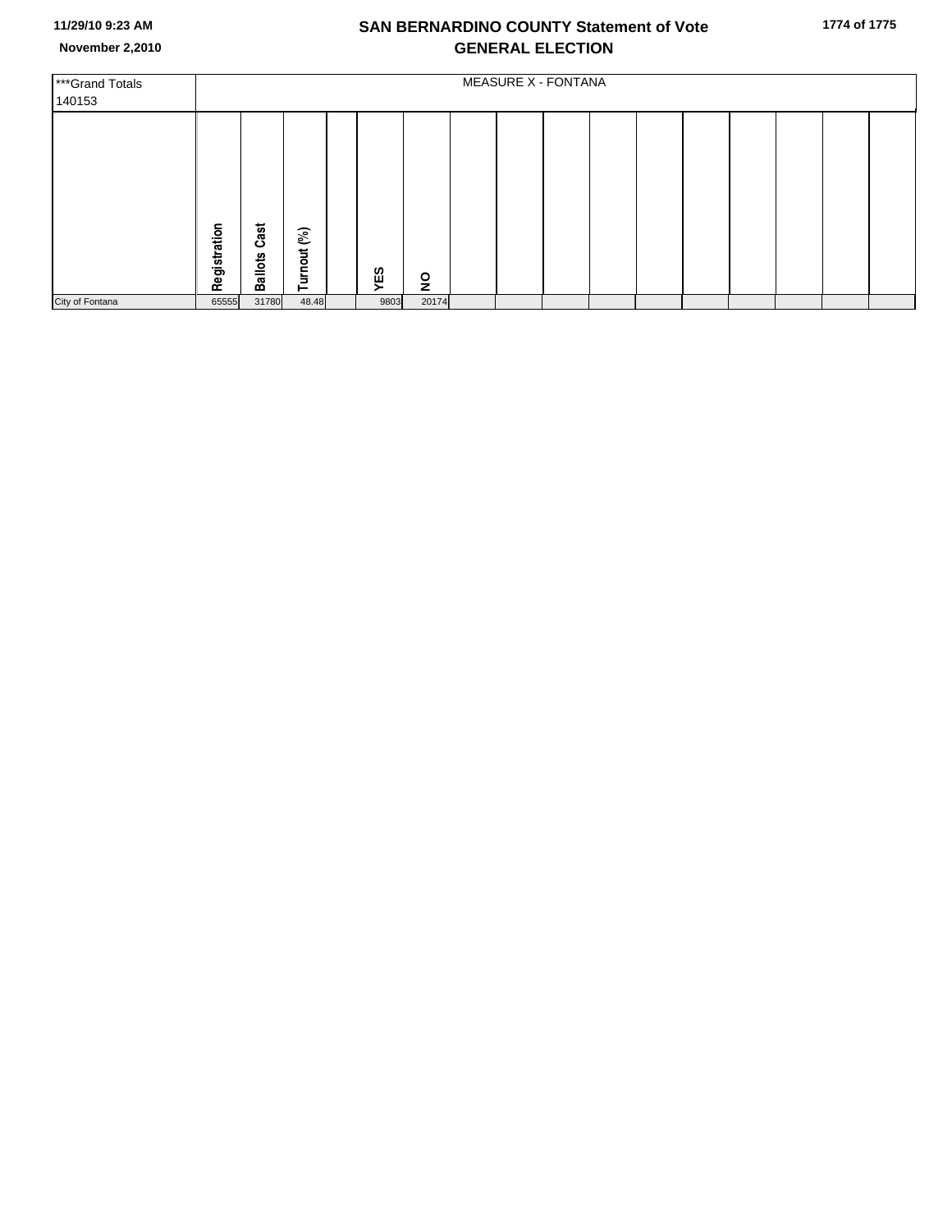# SAN BERNARDINO COUNTY Statement of Vote
## GENERAL ELECTION

November 2,2010

| ***Grand Totals 140153 | MEASURE X - FONTANA | | | | | | | | | | | | | | | |
|---|---|---|---|---|---|---|---|---|---|---|---|---|---|---|---|---|
| | Registration | Ballots Cast | Turnout (%) | | YES | NO | | | | | | | | | | |
| City of Fontana | 65555 | 31780 | 48.48 | | 9803 | 20174 | | | | | | | | | | |